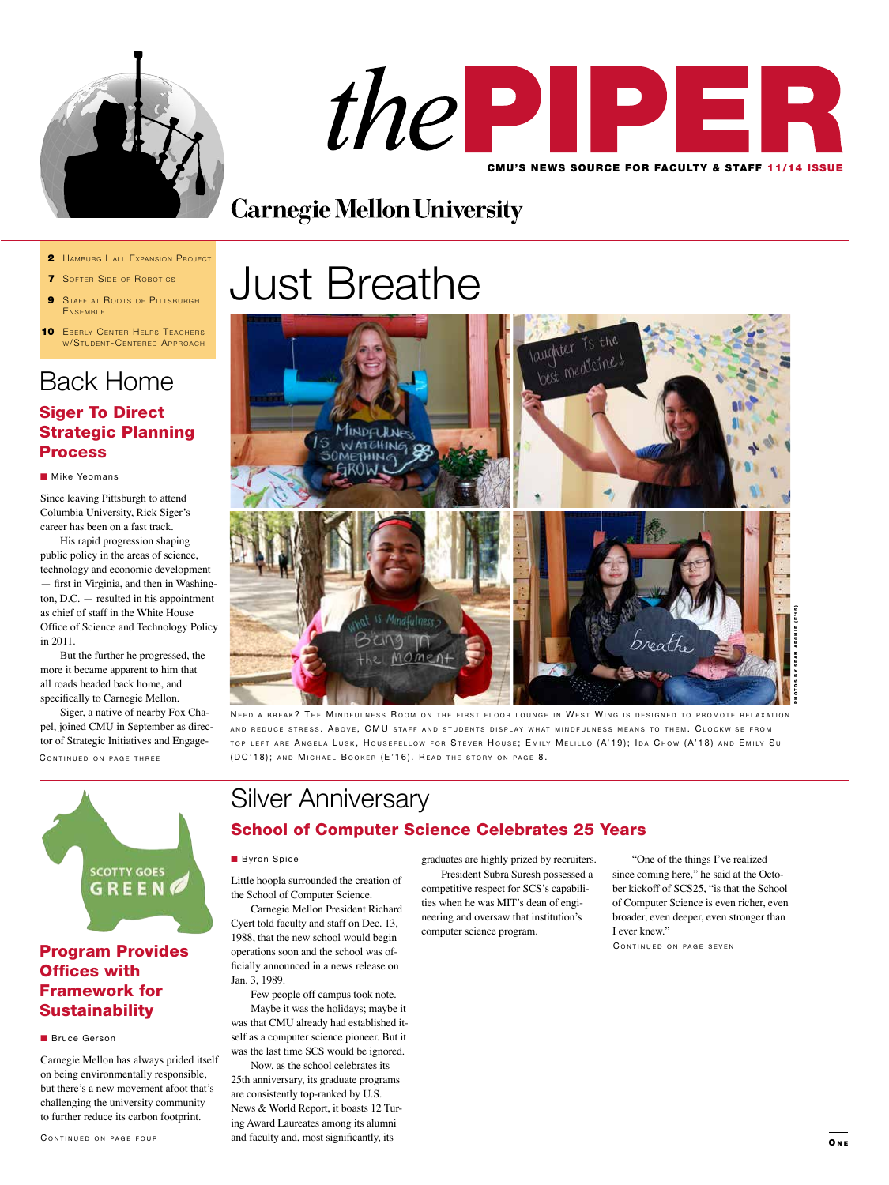# the PIPER

CMU'S NEWS SOURCE FOR FACULTY & STAFF 11/14 ISSUE

Carnegie Mellon University

- **2** Hamburg Hall Expansion Project
- **7** Softer Side of Robotics
- **9** Staff at Roots of Pittsburgh Ensemble
- **10** Eberly Center Helps Teachers w/Student-Centered Approach

# Just Breathe

Need a break? The Mindfulness Room on the first floor lounge in West Wing is designed to promote relaxation and reduce stress. Above, CMU staff and students display what mindfulness means to them. Clockwise from top left are Angela Lusk, Housefellow for Stever House; Emily Melillo (A'19); Ida Chow (A'18) and Emily Su (DC'18); and Michael Booker (E'16). Read the story on page 8.

Photos by Sean Archie (E'15)

## Back Home

### Siger To Direct Strategic Planning Process

■ Mike Yeomans

Since leaving Pittsburgh to attend Columbia University, Rick Siger's career has been on a fast track.

His rapid progression shaping public policy in the areas of science, technology and economic development — first in Virginia, and then in Washington, D.C. — resulted in his appointment as chief of staff in the White House Office of Science and Technology Policy in 2011.

But the further he progressed, the more it became apparent to him that all roads headed back home, and specifically to Carnegie Mellon.

Siger, a native of nearby Fox Chapel, joined CMU in September as director of Strategic Initiatives and Engage-

Continued on page three

## Silver Anniversary

### School of Computer Science Celebrates 25 Years

■ Byron Spice

Little hoopla surrounded the creation of the School of Computer Science.

Carnegie Mellon President Richard Cyert told faculty and staff on Dec. 13, 1988, that the new school would begin operations soon and the school was officially announced in a news release on Jan. 3, 1989.

Few people off campus took note.

Maybe it was the holidays; maybe it was that CMU already had established itself as a computer science pioneer. But it was the last time SCS would be ignored.

Now, as the school celebrates its 25th anniversary, its graduate programs are consistently top-ranked by U.S. News & World Report, it boasts 12 Turing Award Laureates among its alumni and faculty and, most significantly, its graduates are highly prized by recruiters.

President Subra Suresh possessed a competitive respect for SCS's capabilities when he was MIT's dean of engineering and oversaw that institution's computer science program.

"One of the things I've realized since coming here," he said at the October kickoff of SCS25, "is that the School of Computer Science is even richer, even broader, even deeper, even stronger than I ever knew."

Continued on page seven

SCOTTY GOES GREEN

### Program Provides Offices with Framework for Sustainability

■ Bruce Gerson

Carnegie Mellon has always prided itself on being environmentally responsible, but there's a new movement afoot that's challenging the university community to further reduce its carbon footprint.

Continued on page four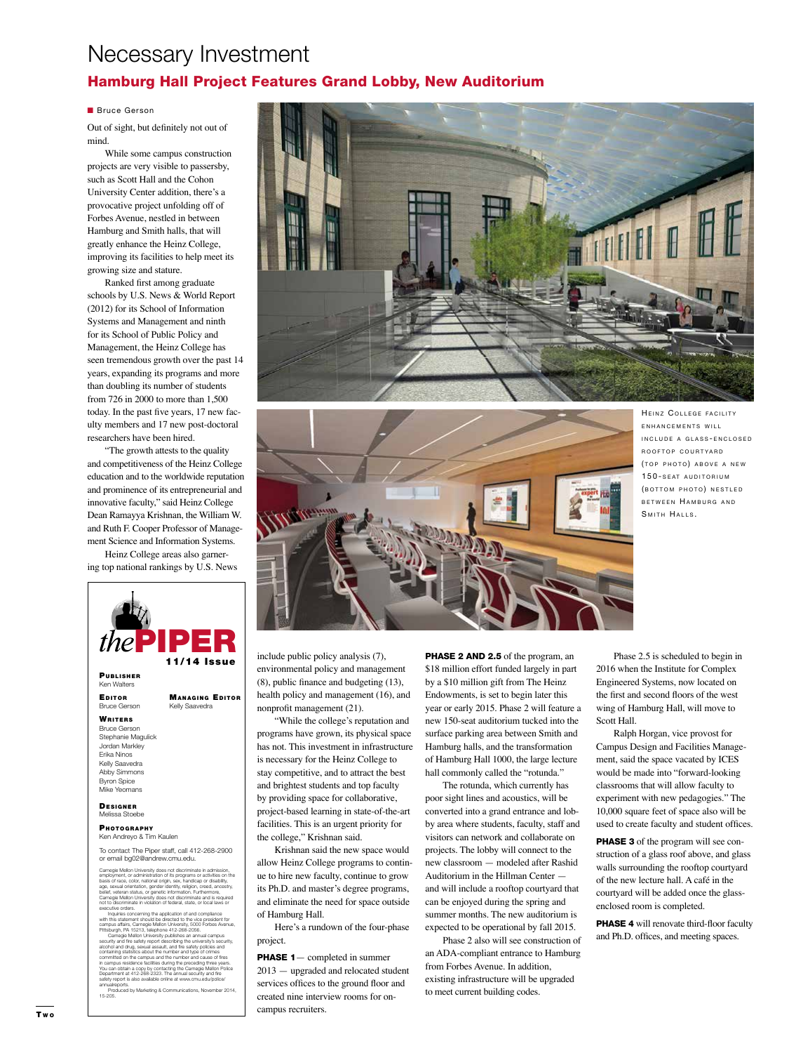# Necessary Investment

## Hamburg Hall Project Features Grand Lobby, New Auditorium

Bruce Gerson

Out of sight, but definitely not out of mind.

While some campus construction projects are very visible to passersby, such as Scott Hall and the Cohon University Center addition, there's a provocative project unfolding off of Forbes Avenue, nestled in between Hamburg and Smith halls, that will greatly enhance the Heinz College, improving its facilities to help meet its growing size and stature.

Ranked first among graduate schools by U.S. News & World Report (2012) for its School of Information Systems and Management and ninth for its School of Public Policy and Management, the Heinz College has seen tremendous growth over the past 14 years, expanding its programs and more than doubling its number of students from 726 in 2000 to more than 1,500 today. In the past five years, 17 new faculty members and 17 new post-doctoral researchers have been hired.

"The growth attests to the quality and competitiveness of the Heinz College education and to the worldwide reputation and prominence of its entrepreneurial and innovative faculty," said Heinz College Dean Ramayya Krishnan, the William W. and Ruth F. Cooper Professor of Management Science and Information Systems.

Heinz College areas also garnering top national rankings by U.S. News include public policy analysis (7), environmental policy and management (8), public finance and budgeting (13), health policy and management (16), and nonprofit management (21).

"While the college's reputation and programs have grown, its physical space has not. This investment in infrastructure is necessary for the Heinz College to stay competitive, and to attract the best and brightest students and top faculty by providing space for collaborative, project-based learning in state-of-the-art facilities. This is an urgent priority for the college," Krishnan said.

Krishnan said the new space would allow Heinz College programs to continue to hire new faculty, continue to grow its Ph.D. and master's degree programs, and eliminate the need for space outside of Hamburg Hall.

Here's a rundown of the four-phase project.

**PHASE 1** — completed in summer 2013 — upgraded and relocated student services offices to the ground floor and created nine interview rooms for on-campus recruiters.

**PHASE 2 AND 2.5** of the program, an $18 million effort funded largely in part by a $10 million gift from The Heinz Endowments, is set to begin later this year or early 2015. Phase 2 will feature a new 150-seat auditorium tucked into the surface parking area between Smith and Hamburg halls, and the transformation of Hamburg Hall 1000, the large lecture hall commonly called the "rotunda."

The rotunda, which currently has poor sight lines and acoustics, will be converted into a grand entrance and lobby area where students, faculty, staff and visitors can network and collaborate on projects. The lobby will connect to the new classroom — modeled after Rashid Auditorium in the Hillman Center — and will include a rooftop courtyard that can be enjoyed during the spring and summer months. The new auditorium is expected to be operational by fall 2015.

Phase 2 also will see construction of an ADA-compliant entrance to Hamburg from Forbes Avenue. In addition, existing infrastructure will be upgraded to meet current building codes.

Phase 2.5 is scheduled to begin in 2016 when the Institute for Complex Engineered Systems, now located on the first and second floors of the west wing of Hamburg Hall, will move to Scott Hall.

Ralph Horgan, vice provost for Campus Design and Facilities Management, said the space vacated by ICES would be made into "forward-looking classrooms that will allow faculty to experiment with new pedagogies." The 10,000 square feet of space also will be used to create faculty and student offices.

**PHASE 3** of the program will see construction of a glass roof above, and glass walls surrounding the rooftop courtyard of the new lecture hall. A café in the courtyard will be added once the glass-enclosed room is completed.

**PHASE 4** will renovate third-floor faculty and Ph.D. offices, and meeting spaces.

HEINZ COLLEGE FACILITY ENHANCEMENTS WILL INCLUDE A GLASS-ENCLOSED ROOFTOP COURTYARD (TOP PHOTO) ABOVE A NEW 150-SEAT AUDITORIUM (BOTTOM PHOTO) NESTLED BETWEEN HAMBURG AND SMITH HALLS.

---

**the PIPER**
**11/14 Issue**

**PUBLISHER**
Ken Walters

**EDITOR**
Bruce Gerson

**MANAGING EDITOR**
Kelly Saavedra

**WRITERS**
Bruce Gerson
Stephanie Magulick
Jordan Markley
Erika Ninos
Kelly Saavedra
Abby Simmons
Byron Spice
Mike Yeomans

**DESIGNER**
Melissa Stoebe

**PHOTOGRAPHY**
Ken Andreyo & Tim Kaulen

To contact The Piper staff, call 412-268-2900 or email bg02@andrew.cmu.edu.

Carnegie Mellon University does not discriminate in admission, employment, or administration of its programs or activities on the basis of race, color, national origin, sex, handicap or disability, age, sexual orientation, gender identity, religion, creed, ancestry, belief, veteran status, or genetic information. Furthermore, Carnegie Mellon University does not discriminate and is required not to discriminate in violation of federal, state, or local laws or executive orders.

Inquiries concerning the application of and compliance with this statement should be directed to the vice president for campus affairs, Carnegie Mellon University, 5000 Forbes Avenue, Pittsburgh, PA 15213, telephone 412-268-2056.

Carnegie Mellon University publishes an annual campus security and fire safety report describing the university's security, alcohol and drug, sexual assault, and fire safety policies and containing statistics about the number and type of crimes committed on the campus and the number and cause of fires in campus residence facilities during the preceding three years. You can obtain a copy by contacting the Carnegie Mellon Police Department at 412-268-2323. The annual security and fire safety report is also available online at www.cmu.edu/police/annualreports.

Produced by Marketing & Communications, November 2014, 15-205.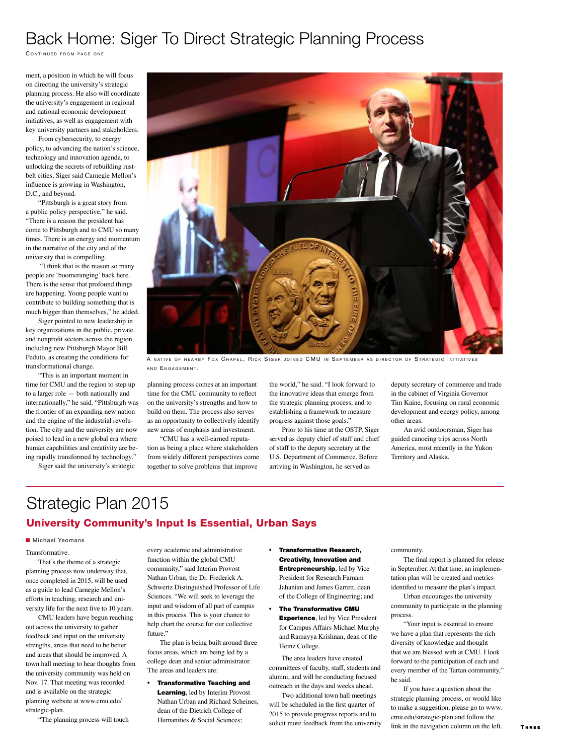# Back Home: Siger To Direct Strategic Planning Process

Continued from page one

ment, a position in which he will focus on directing the university's strategic planning process. He also will coordinate the university's engagement in regional and national economic development initiatives, as well as engagement with key university partners and stakeholders.

From cybersecurity, to energy policy, to advancing the nation's science, technology and innovation agenda, to unlocking the secrets of rebuilding rust-belt cities, Siger said Carnegie Mellon's influence is growing in Washington, D.C., and beyond.

"Pittsburgh is a great story from a public policy perspective," he said. "There is a reason the president has come to Pittsburgh and to CMU so many times. There is an energy and momentum in the narrative of the city and of the university that is compelling.

"I think that is the reason so many people are 'boomeranging' back here. There is the sense that profound things are happening. Young people want to contribute to building something that is much bigger than themselves," he added.

Siger pointed to new leadership in key organizations in the public, private and nonprofit sectors across the region, including new Pittsburgh Mayor Bill Peduto, as creating the conditions for transformational change.

"This is an important moment in time for CMU and the region to step up to a larger role — both nationally and internationally," he said. "Pittsburgh was the frontier of an expanding new nation and the engine of the industrial revolution. The city and the university are now poised to lead in a new global era where human capabilities and creativity are being rapidly transformed by technology."

Siger said the university's strategic planning process comes at an important time for the CMU community to reflect on the university's strengths and how to build on them. The process also serves as an opportunity to collectively identify new areas of emphasis and investment.

"CMU has a well-earned reputation as being a place where stakeholders from widely different perspectives come together to solve problems that improve the world," he said. "I look forward to the innovative ideas that emerge from the strategic planning process, and to establishing a framework to measure progress against those goals."

Prior to his time at the OSTP, Siger served as deputy chief of staff and chief of staff to the deputy secretary at the U.S. Department of Commerce. Before arriving in Washington, he served as deputy secretary of commerce and trade in the cabinet of Virginia Governor Tim Kaine, focusing on rural economic development and energy policy, among other areas.

An avid outdoorsman, Siger has guided canoeing trips across North America, most recently in the Yukon Territory and Alaska.

A native of nearby Fox Chapel, Rick Siger joined CMU in September as director of Strategic Initiatives and Engagement.

# Strategic Plan 2015

## University Community's Input Is Essential, Urban Says

Michael Yeomans

Transformative.

That's the theme of a strategic planning process now underway that, once completed in 2015, will be used as a guide to lead Carnegie Mellon's efforts in teaching, research and university life for the next five to 10 years.

CMU leaders have begun reaching out across the university to gather feedback and input on the university strengths, areas that need to be better and areas that should be improved. A town hall meeting to hear thoughts from the university community was held on Nov. 17. That meeting was recorded and is available on the strategic planning website at www.cmu.edu/strategic-plan.

"The planning process will touch every academic and administrative function within the global CMU community," said Interim Provost Nathan Urban, the Dr. Frederick A. Schwertz Distinguished Professor of Life Sciences. "We will seek to leverage the input and wisdom of all part of campus in this process. This is your chance to help chart the course for our collective future."

The plan is being built around three focus areas, which are being led by a college dean and senior administrator. The areas and leaders are:

- **Transformative Teaching and Learning**, led by Interim Provost Nathan Urban and Richard Scheines, dean of the Dietrich College of Humanities & Social Sciences;
- **Transformative Research, Creativity, Innovation and Entrepreneurship**, led by Vice President for Research Farnam Jahanian and James Garrett, dean of the College of Engineering; and
- **The Transformative CMU Experience**, led by Vice President for Campus Affairs Michael Murphy and Ramayya Krishnan, dean of the Heinz College.

The area leaders have created committees of faculty, staff, students and alumni, and will be conducting focused outreach in the days and weeks ahead.

Two additional town hall meetings will be scheduled in the first quarter of 2015 to provide progress reports and to solicit more feedback from the university community.

The final report is planned for release in September. At that time, an implementation plan will be created and metrics identified to measure the plan's impact.

Urban encourages the university community to participate in the planning process.

"Your input is essential to ensure we have a plan that represents the rich diversity of knowledge and thought that we are blessed with at CMU. I look forward to the participation of each and every member of the Tartan community," he said.

If you have a question about the strategic planning process, or would like to make a suggestion, please go to www.cmu.edu/strategic-plan and follow the link in the navigation column on the left.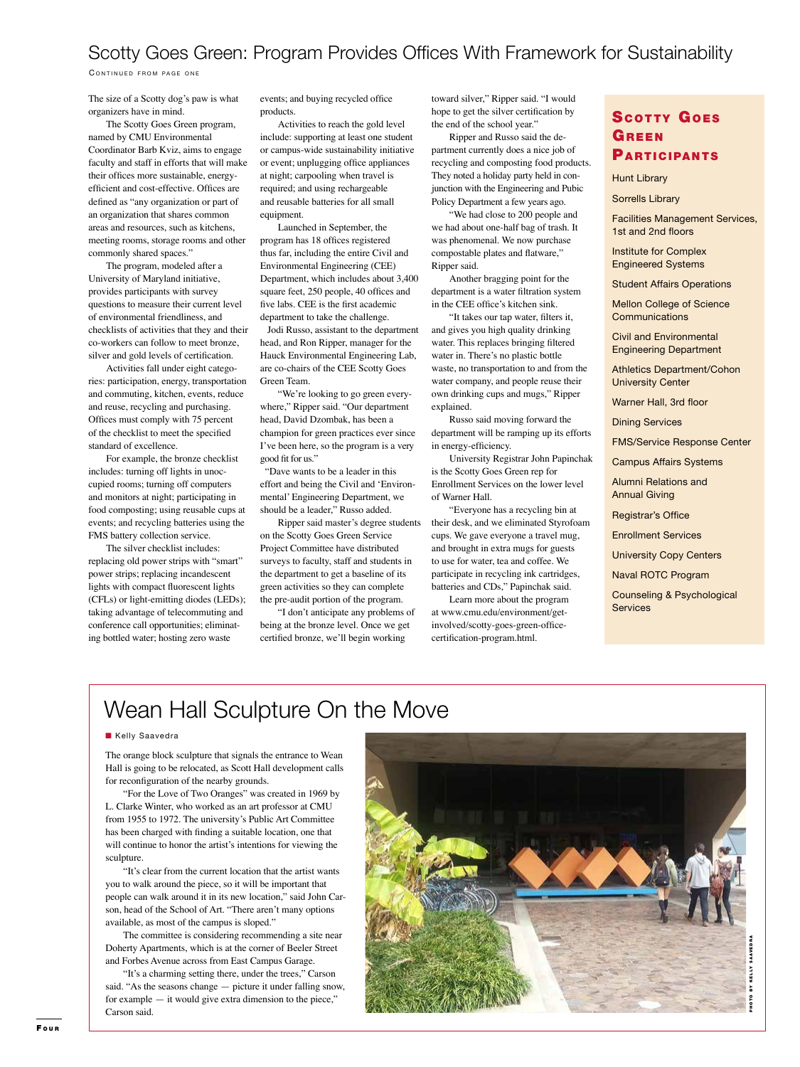## Scotty Goes Green: Program Provides Offices With Framework for Sustainability

Continued from page one

The size of a Scotty dog's paw is what organizers have in mind.

The Scotty Goes Green program, named by CMU Environmental Coordinator Barb Kviz, aims to engage faculty and staff in efforts that will make their offices more sustainable, energy-efficient and cost-effective. Offices are defined as "any organization or part of an organization that shares common areas and resources, such as kitchens, meeting rooms, storage rooms and other commonly shared spaces."

The program, modeled after a University of Maryland initiative, provides participants with survey questions to measure their current level of environmental friendliness, and checklists of activities that they and their co-workers can follow to meet bronze, silver and gold levels of certification.

Activities fall under eight categories: participation, energy, transportation and commuting, kitchen, events, reduce and reuse, recycling and purchasing. Offices must comply with 75 percent of the checklist to meet the specified standard of excellence.

For example, the bronze checklist includes: turning off lights in unoccupied rooms; turning off computers and monitors at night; participating in food composting; using reusable cups at events; and recycling batteries using the FMS battery collection service.

The silver checklist includes: replacing old power strips with "smart" power strips; replacing incandescent lights with compact fluorescent lights (CFLs) or light-emitting diodes (LEDs); taking advantage of telecommuting and conference call opportunities; eliminating bottled water; hosting zero waste events; and buying recycled office products.

Activities to reach the gold level include: supporting at least one student or campus-wide sustainability initiative or event; unplugging office appliances at night; carpooling when travel is required; and using rechargeable and reusable batteries for all small equipment.

Launched in September, the program has 18 offices registered thus far, including the entire Civil and Environmental Engineering (CEE) Department, which includes about 3,400 square feet, 250 people, 40 offices and five labs. CEE is the first academic department to take the challenge.

Jodi Russo, assistant to the department head, and Ron Ripper, manager for the Hauck Environmental Engineering Lab, are co-chairs of the CEE Scotty Goes Green Team.

"We're looking to go green everywhere," Ripper said. "Our department head, David Dzombak, has been a champion for green practices ever since I've been here, so the program is a very good fit for us."

"Dave wants to be a leader in this effort and being the Civil and 'Environmental' Engineering Department, we should be a leader," Russo added.

Ripper said master's degree students on the Scotty Goes Green Service Project Committee have distributed surveys to faculty, staff and students in the department to get a baseline of its green activities so they can complete the pre-audit portion of the program.

"I don't anticipate any problems of being at the bronze level. Once we get certified bronze, we'll begin working toward silver," Ripper said. "I would hope to get the silver certification by the end of the school year."

Ripper and Russo said the department currently does a nice job of recycling and composting food products. They noted a holiday party held in conjunction with the Engineering and Pubic Policy Department a few years ago.

"We had close to 200 people and we had about one-half bag of trash. It was phenomenal. We now purchase compostable plates and flatware," Ripper said.

Another bragging point for the department is a water filtration system in the CEE office's kitchen sink.

"It takes our tap water, filters it, and gives you high quality drinking water. This replaces bringing filtered water in. There's no plastic bottle waste, no transportation to and from the water company, and people reuse their own drinking cups and mugs," Ripper explained.

Russo said moving forward the department will be ramping up its efforts in energy-efficiency.

University Registrar John Papinchak is the Scotty Goes Green rep for Enrollment Services on the lower level of Warner Hall.

"Everyone has a recycling bin at their desk, and we eliminated Styrofoam cups. We gave everyone a travel mug, and brought in extra mugs for guests to use for water, tea and coffee. We participate in recycling ink cartridges, batteries and CDs," Papinchak said.

Learn more about the program at www.cmu.edu/environment/get-involved/scotty-goes-green-office-certification-program.html.

### Scotty Goes Green Participants

- Hunt Library
- Sorrells Library
- Facilities Management Services, 1st and 2nd floors
- Institute for Complex Engineered Systems
- Student Affairs Operations
- Mellon College of Science Communications
- Civil and Environmental Engineering Department
- Athletics Department/Cohon University Center
- Warner Hall, 3rd floor
- Dining Services
- FMS/Service Response Center
- Campus Affairs Systems
- Alumni Relations and Annual Giving
- Registrar's Office
- Enrollment Services
- University Copy Centers
- Naval ROTC Program
- Counseling & Psychological Services

## Wean Hall Sculpture On the Move

Kelly Saavedra

The orange block sculpture that signals the entrance to Wean Hall is going to be relocated, as Scott Hall development calls for reconfiguration of the nearby grounds.

"For the Love of Two Oranges" was created in 1969 by L. Clarke Winter, who worked as an art professor at CMU from 1955 to 1972. The university's Public Art Committee has been charged with finding a suitable location, one that will continue to honor the artist's intentions for viewing the sculpture.

"It's clear from the current location that the artist wants you to walk around the piece, so it will be important that people can walk around it in its new location," said John Carson, head of the School of Art. "There aren't many options available, as most of the campus is sloped."

The committee is considering recommending a site near Doherty Apartments, which is at the corner of Beeler Street and Forbes Avenue across from East Campus Garage.

"It's a charming setting there, under the trees," Carson said. "As the seasons change — picture it under falling snow, for example — it would give extra dimension to the piece," Carson said.

Photo by Kelly Saavedra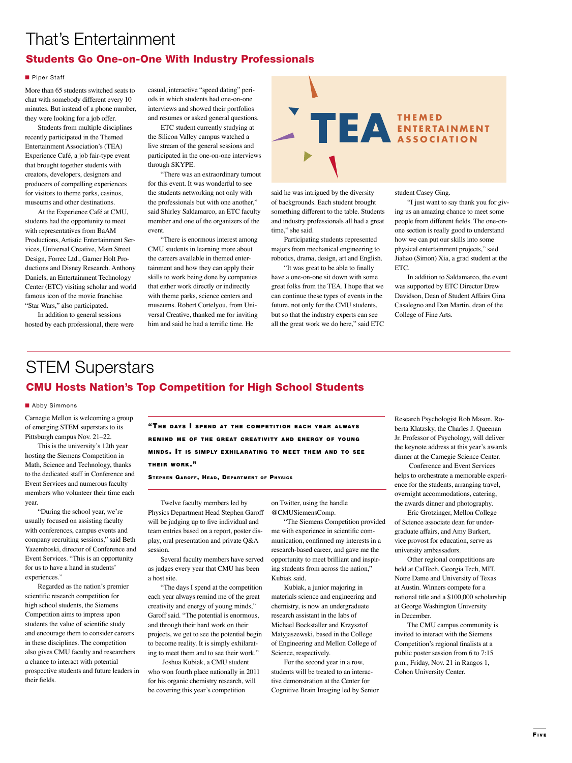# That's Entertainment

## Students Go One-on-One With Industry Professionals

Piper Staff

More than 65 students switched seats to chat with somebody different every 10 minutes. But instead of a phone number, they were looking for a job offer.

Students from multiple disciplines recently participated in the Themed Entertainment Association's (TEA) Experience Café, a job fair-type event that brought together students with creators, developers, designers and producers of compelling experiences for visitors to theme parks, casinos, museums and other destinations.

At the Experience Café at CMU, students had the opportunity to meet with representatives from BaAM Productions, Artistic Entertainment Services, Universal Creative, Main Street Design, Forrec Ltd., Garner Holt Productions and Disney Research. Anthony Daniels, an Entertainment Technology Center (ETC) visiting scholar and world famous icon of the movie franchise "Star Wars," also participated.

In addition to general sessions hosted by each professional, there were casual, interactive "speed dating" periods in which students had one-on-one interviews and showed their portfolios and resumes or asked general questions.

ETC student currently studying at the Silicon Valley campus watched a live stream of the general sessions and participated in the one-on-one interviews through SKYPE.

"There was an extraordinary turnout for this event. It was wonderful to see the students networking not only with the professionals but with one another," said Shirley Saldamarco, an ETC faculty member and one of the organizers of the event.

"There is enormous interest among CMU students in learning more about the careers available in themed entertainment and how they can apply their skills to work being done by companies that either work directly or indirectly with theme parks, science centers and museums. Robert Cortelyou, from Universal Creative, thanked me for inviting him and said he had a terrific time. He said he was intrigued by the diversity of backgrounds. Each student brought something different to the table. Students and industry professionals all had a great time," she said.

Participating students represented majors from mechanical engineering to robotics, drama, design, art and English.

"It was great to be able to finally have a one-on-one sit down with some great folks from the TEA. I hope that we can continue these types of events in the future, not only for the CMU students, but so that the industry experts can see all the great work we do here," said ETC student Casey Ging.

"I just want to say thank you for giving us an amazing chance to meet some people from different fields. The one-on-one section is really good to understand how we can put our skills into some physical entertainment projects," said Jiahao (Simon) Xia, a grad student at the ETC.

In addition to Saldamarco, the event was supported by ETC Director Drew Davidson, Dean of Student Affairs Gina Casalegno and Dan Martin, dean of the College of Fine Arts.

# STEM Superstars

## CMU Hosts Nation's Top Competition for High School Students

Abby Simmons

Carnegie Mellon is welcoming a group of emerging STEM superstars to its Pittsburgh campus Nov. 21–22.

This is the university's 12th year hosting the Siemens Competition in Math, Science and Technology, thanks to the dedicated staff in Conference and Event Services and numerous faculty members who volunteer their time each year.

"During the school year, we're usually focused on assisting faculty with conferences, campus events and company recruiting sessions," said Beth Yazemboski, director of Conference and Event Services. "This is an opportunity for us to have a hand in students' experiences."

Regarded as the nation's premier scientific research competition for high school students, the Siemens Competition aims to impress upon students the value of scientific study and encourage them to consider careers in these disciplines. The competition also gives CMU faculty and researchers a chance to interact with potential prospective students and future leaders in their fields.

> **"The days I spend at the competition each year always remind me of the great creativity and energy of young minds. It is simply exhilarating to meet them and to see their work."**
>
> **Stephen Garoff, Head, Department of Physics**

Twelve faculty members led by Physics Department Head Stephen Garoff will be judging up to five individual and team entries based on a report, poster display, oral presentation and private Q&A session.

Several faculty members have served as judges every year that CMU has been a host site.

"The days I spend at the competition each year always remind me of the great creativity and energy of young minds," Garoff said. "The potential is enormous, and through their hard work on their projects, we get to see the potential begin to become reality. It is simply exhilarating to meet them and to see their work."

Joshua Kubiak, a CMU student who won fourth place nationally in 2011 for his organic chemistry research, will be covering this year's competition on Twitter, using the handle @CMUSiemensComp.

"The Siemens Competition provided me with experience in scientific communication, confirmed my interests in a research-based career, and gave me the opportunity to meet brilliant and inspiring students from across the nation," Kubiak said.

Kubiak, a junior majoring in materials science and engineering and chemistry, is now an undergraduate research assistant in the labs of Michael Bockstaller and Krzysztof Matyjaszewski, based in the College of Engineering and Mellon College of Science, respectively.

For the second year in a row, students will be treated to an interactive demonstration at the Center for Cognitive Brain Imaging led by Senior Research Psychologist Rob Mason. Roberta Klatzsky, the Charles J. Queenan Jr. Professor of Psychology, will deliver the keynote address at this year's awards dinner at the Carnegie Science Center.

Conference and Event Services helps to orchestrate a memorable experience for the students, arranging travel, overnight accommodations, catering, the awards dinner and photography.

Eric Grotzinger, Mellon College of Science associate dean for undergraduate affairs, and Amy Burkert, vice provost for education, serve as university ambassadors.

Other regional competitions are held at CalTech, Georgia Tech, MIT, Notre Dame and University of Texas at Austin. Winners compete for a national title and a $100,000 scholarship at George Washington University in December.

The CMU campus community is invited to interact with the Siemens Competition's regional finalists at a public poster session from 6 to 7:15 p.m., Friday, Nov. 21 in Rangos 1, Cohon University Center.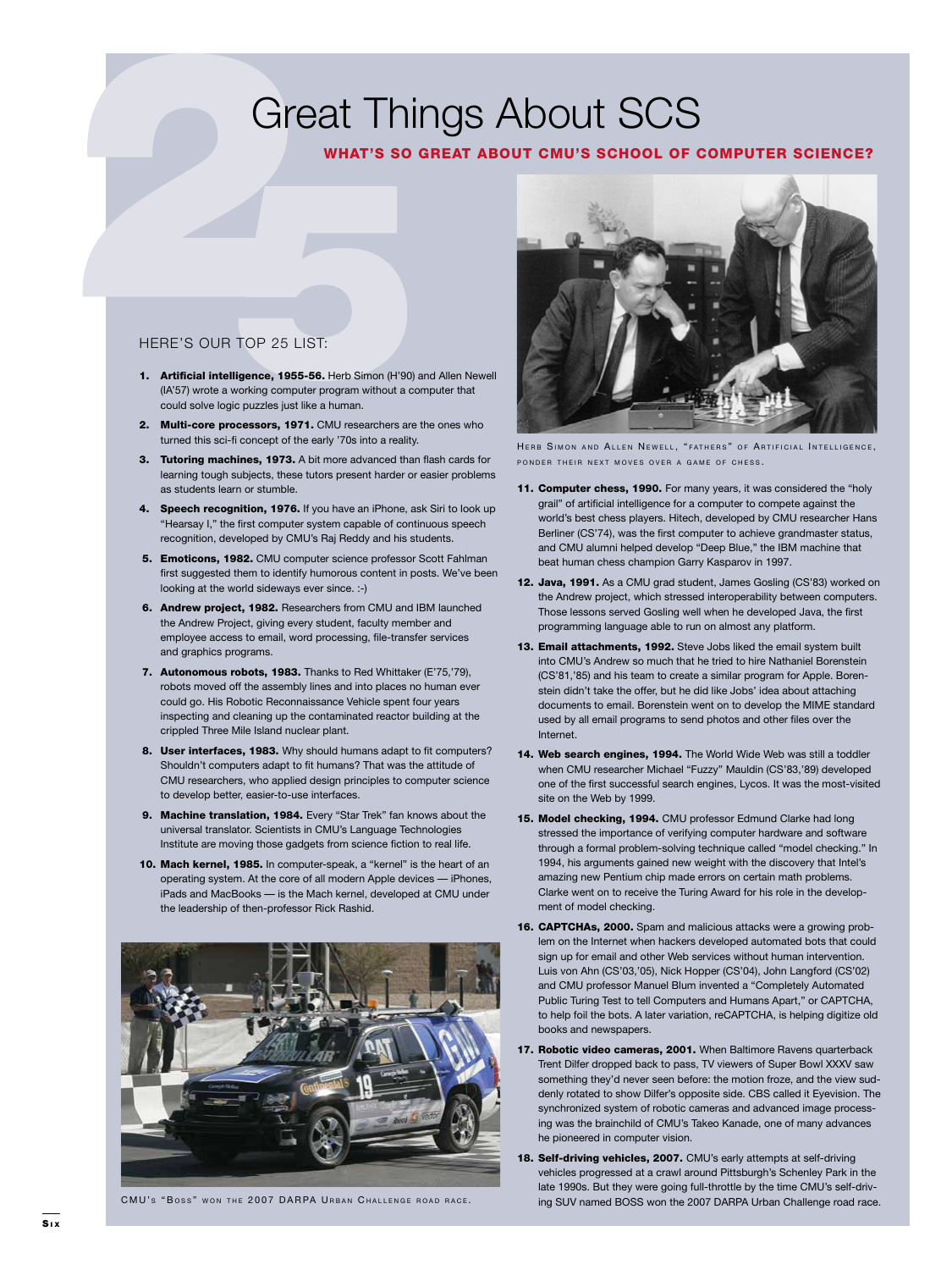# 25 Great Things About SCS

## WHAT'S SO GREAT ABOUT CMU'S SCHOOL OF COMPUTER SCIENCE?

HERE'S OUR TOP 25 LIST:

1. **Artificial intelligence, 1955-56.** Herb Simon (H'90) and Allen Newell (IA'57) wrote a working computer program without a computer that could solve logic puzzles just like a human.
2. **Multi-core processors, 1971.** CMU researchers are the ones who turned this sci-fi concept of the early '70s into a reality.
3. **Tutoring machines, 1973.** A bit more advanced than flash cards for learning tough subjects, these tutors present harder or easier problems as students learn or stumble.
4. **Speech recognition, 1976.** If you have an iPhone, ask Siri to look up "Hearsay I," the first computer system capable of continuous speech recognition, developed by CMU's Raj Reddy and his students.
5. **Emoticons, 1982.** CMU computer science professor Scott Fahlman first suggested them to identify humorous content in posts. We've been looking at the world sideways ever since. :-)
6. **Andrew project, 1982.** Researchers from CMU and IBM launched the Andrew Project, giving every student, faculty member and employee access to email, word processing, file-transfer services and graphics programs.
7. **Autonomous robots, 1983.** Thanks to Red Whittaker (E'75,'79), robots moved off the assembly lines and into places no human ever could go. His Robotic Reconnaissance Vehicle spent four years inspecting and cleaning up the contaminated reactor building at the crippled Three Mile Island nuclear plant.
8. **User interfaces, 1983.** Why should humans adapt to fit computers? Shouldn't computers adapt to fit humans? That was the attitude of CMU researchers, who applied design principles to computer science to develop better, easier-to-use interfaces.
9. **Machine translation, 1984.** Every "Star Trek" fan knows about the universal translator. Scientists in CMU's Language Technologies Institute are moving those gadgets from science fiction to real life.
10. **Mach kernel, 1985.** In computer-speak, a "kernel" is the heart of an operating system. At the core of all modern Apple devices — iPhones, iPads and MacBooks — is the Mach kernel, developed at CMU under the leadership of then-professor Rick Rashid.

CMU's "Boss" won the 2007 DARPA Urban Challenge road race.

Herb Simon and Allen Newell, "fathers" of Artificial Intelligence, ponder their next moves over a game of chess.

11. **Computer chess, 1990.** For many years, it was considered the "holy grail" of artificial intelligence for a computer to compete against the world's best chess players. Hitech, developed by CMU researcher Hans Berliner (CS'74), was the first computer to achieve grandmaster status, and CMU alumni helped develop "Deep Blue," the IBM machine that beat human chess champion Garry Kasparov in 1997.
12. **Java, 1991.** As a CMU grad student, James Gosling (CS'83) worked on the Andrew project, which stressed interoperability between computers. Those lessons served Gosling well when he developed Java, the first programming language able to run on almost any platform.
13. **Email attachments, 1992.** Steve Jobs liked the email system built into CMU's Andrew so much that he tried to hire Nathaniel Borenstein (CS'81,'85) and his team to create a similar program for Apple. Borenstein didn't take the offer, but he did like Jobs' idea about attaching documents to email. Borenstein went on to develop the MIME standard used by all email programs to send photos and other files over the Internet.
14. **Web search engines, 1994.** The World Wide Web was still a toddler when CMU researcher Michael "Fuzzy" Mauldin (CS'83,'89) developed one of the first successful search engines, Lycos. It was the most-visited site on the Web by 1999.
15. **Model checking, 1994.** CMU professor Edmund Clarke had long stressed the importance of verifying computer hardware and software through a formal problem-solving technique called "model checking." In 1994, his arguments gained new weight with the discovery that Intel's amazing new Pentium chip made errors on certain math problems. Clarke went on to receive the Turing Award for his role in the development of model checking.
16. **CAPTCHAs, 2000.** Spam and malicious attacks were a growing problem on the Internet when hackers developed automated bots that could sign up for email and other Web services without human intervention. Luis von Ahn (CS'03,'05), Nick Hopper (CS'04), John Langford (CS'02) and CMU professor Manuel Blum invented a "Completely Automated Public Turing Test to tell Computers and Humans Apart," or CAPTCHA, to help foil the bots. A later variation, reCAPTCHA, is helping digitize old books and newspapers.
17. **Robotic video cameras, 2001.** When Baltimore Ravens quarterback Trent Dilfer dropped back to pass, TV viewers of Super Bowl XXXV saw something they'd never seen before: the motion froze, and the view suddenly rotated to show Dilfer's opposite side. CBS called it Eyevision. The synchronized system of robotic cameras and advanced image processing was the brainchild of CMU's Takeo Kanade, one of many advances he pioneered in computer vision.
18. **Self-driving vehicles, 2007.** CMU's early attempts at self-driving vehicles progressed at a crawl around Pittsburgh's Schenley Park in the late 1990s. But they were going full-throttle by the time CMU's self-driving SUV named BOSS won the 2007 DARPA Urban Challenge road race.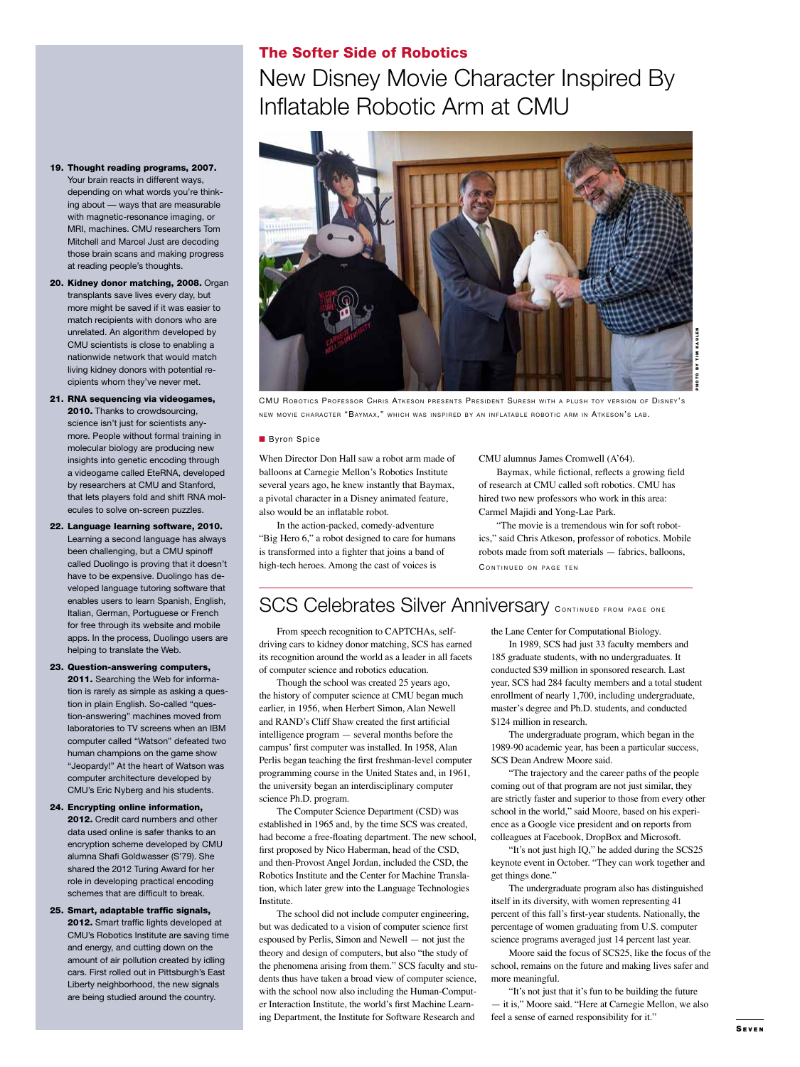19. **Thought reading programs, 2007.** Your brain reacts in different ways, depending on what words you're thinking about — ways that are measurable with magnetic-resonance imaging, or MRI, machines. CMU researchers Tom Mitchell and Marcel Just are decoding those brain scans and making progress at reading people's thoughts.

20. **Kidney donor matching, 2008.** Organ transplants save lives every day, but more might be saved if it was easier to match recipients with donors who are unrelated. An algorithm developed by CMU scientists is close to enabling a nationwide network that would match living kidney donors with potential recipients whom they've never met.

21. **RNA sequencing via videogames, 2010.** Thanks to crowdsourcing, science isn't just for scientists anymore. People without formal training in molecular biology are producing new insights into genetic encoding through a videogame called EteRNA, developed by researchers at CMU and Stanford, that lets players fold and shift RNA molecules to solve on-screen puzzles.

22. **Language learning software, 2010.** Learning a second language has always been challenging, but a CMU spinoff called Duolingo is proving that it doesn't have to be expensive. Duolingo has developed language tutoring software that enables users to learn Spanish, English, Italian, German, Portuguese or French for free through its website and mobile apps. In the process, Duolingo users are helping to translate the Web.

23. **Question-answering computers, 2011.** Searching the Web for information is rarely as simple as asking a question in plain English. So-called "question-answering" machines moved from laboratories to TV screens when an IBM computer called "Watson" defeated two human champions on the game show "Jeopardy!" At the heart of Watson was computer architecture developed by CMU's Eric Nyberg and his students.

24. **Encrypting online information, 2012.** Credit card numbers and other data used online is safer thanks to an encryption scheme developed by CMU alumna Shafi Goldwasser (S'79). She shared the 2012 Turing Award for her role in developing practical encoding schemes that are difficult to break.

25. **Smart, adaptable traffic signals, 2012.** Smart traffic lights developed at CMU's Robotics Institute are saving time and energy, and cutting down on the amount of air pollution created by idling cars. First rolled out in Pittsburgh's East Liberty neighborhood, the new signals are being studied around the country.

**The Softer Side of Robotics**

# New Disney Movie Character Inspired By Inflatable Robotic Arm at CMU

Photo by Tim Kaulen

CMU Robotics Professor Chris Atkeson presents President Suresh with a plush toy version of Disney's new movie character "Baymax," which was inspired by an inflatable robotic arm in Atkeson's lab.

Byron Spice

When Director Don Hall saw a robot arm made of balloons at Carnegie Mellon's Robotics Institute several years ago, he knew instantly that Baymax, a pivotal character in a Disney animated feature, also would be an inflatable robot.

In the action-packed, comedy-adventure "Big Hero 6," a robot designed to care for humans is transformed into a fighter that joins a band of high-tech heroes. Among the cast of voices is CMU alumnus James Cromwell (A'64).

Baymax, while fictional, reflects a growing field of research at CMU called soft robotics. CMU has hired two new professors who work in this area: Carmel Majidi and Yong-Lae Park.

"The movie is a tremendous win for soft robotics," said Chris Atkeson, professor of robotics. Mobile robots made from soft materials — fabrics, balloons,

Continued on page ten

## SCS Celebrates Silver Anniversary Continued from page one

From speech recognition to CAPTCHAs, self-driving cars to kidney donor matching, SCS has earned its recognition around the world as a leader in all facets of computer science and robotics education.

Though the school was created 25 years ago, the history of computer science at CMU began much earlier, in 1956, when Herbert Simon, Alan Newell and RAND's Cliff Shaw created the first artificial intelligence program — several months before the campus' first computer was installed. In 1958, Alan Perlis began teaching the first freshman-level computer programming course in the United States and, in 1961, the university began an interdisciplinary computer science Ph.D. program.

The Computer Science Department (CSD) was established in 1965 and, by the time SCS was created, had become a free-floating department. The new school, first proposed by Nico Haberman, head of the CSD, and then-Provost Angel Jordan, included the CSD, the Robotics Institute and the Center for Machine Translation, which later grew into the Language Technologies Institute.

The school did not include computer engineering, but was dedicated to a vision of computer science first espoused by Perlis, Simon and Newell — not just the theory and design of computers, but also "the study of the phenomena arising from them." SCS faculty and students thus have taken a broad view of computer science, with the school now also including the Human-Computer Interaction Institute, the world's first Machine Learning Department, the Institute for Software Research and the Lane Center for Computational Biology.

In 1989, SCS had just 33 faculty members and 185 graduate students, with no undergraduates. It conducted $39 million in sponsored research. Last year, SCS had 284 faculty members and a total student enrollment of nearly 1,700, including undergraduate, master's degree and Ph.D. students, and conducted $124 million in research.

The undergraduate program, which began in the 1989-90 academic year, has been a particular success, SCS Dean Andrew Moore said.

"The trajectory and the career paths of the people coming out of that program are not just similar, they are strictly faster and superior to those from every other school in the world," said Moore, based on his experience as a Google vice president and on reports from colleagues at Facebook, DropBox and Microsoft.

"It's not just high IQ," he added during the SCS25 keynote event in October. "They can work together and get things done."

The undergraduate program also has distinguished itself in its diversity, with women representing 41 percent of this fall's first-year students. Nationally, the percentage of women graduating from U.S. computer science programs averaged just 14 percent last year.

Moore said the focus of SCS25, like the focus of the school, remains on the future and making lives safer and more meaningful.

"It's not just that it's fun to be building the future — it is," Moore said. "Here at Carnegie Mellon, we also feel a sense of earned responsibility for it."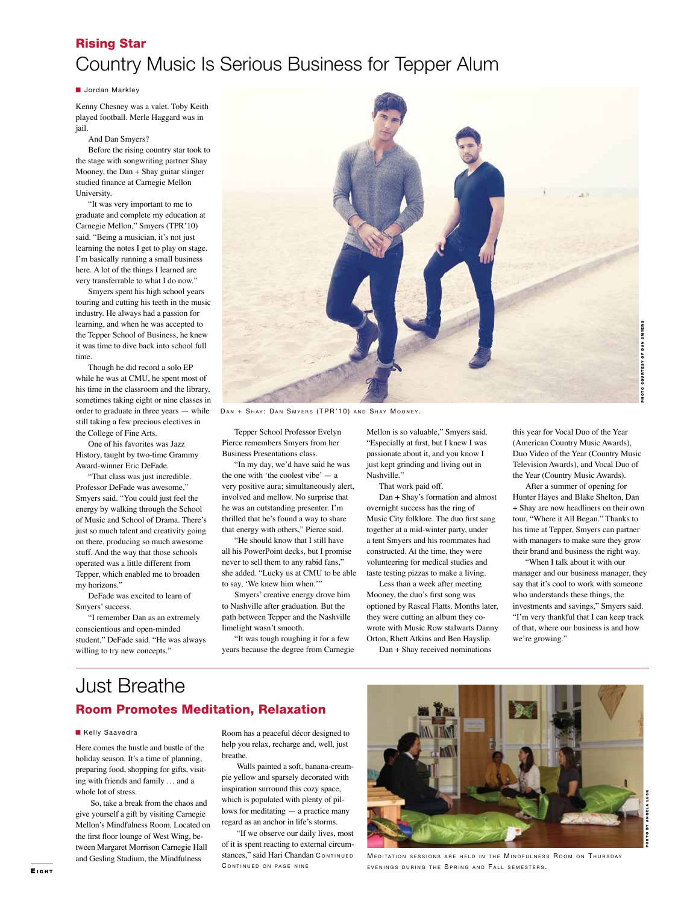## Rising Star

# Country Music Is Serious Business for Tepper Alum

■ Jordan Markley

Kenny Chesney was a valet. Toby Keith played football. Merle Haggard was in jail.

And Dan Smyers?

Before the rising country star took to the stage with songwriting partner Shay Mooney, the Dan + Shay guitar slinger studied finance at Carnegie Mellon University.

"It was very important to me to graduate and complete my education at Carnegie Mellon," Smyers (TPR'10) said. "Being a musician, it's not just learning the notes I get to play on stage. I'm basically running a small business here. A lot of the things I learned are very transferrable to what I do now."

Smyers spent his high school years touring and cutting his teeth in the music industry. He always had a passion for learning, and when he was accepted to the Tepper School of Business, he knew it was time to dive back into school full time.

Though he did record a solo EP while he was at CMU, he spent most of his time in the classroom and the library, sometimes taking eight or nine classes in order to graduate in three years — while still taking a few precious electives in the College of Fine Arts.

One of his favorites was Jazz History, taught by two-time Grammy Award-winner Eric DeFade.

"That class was just incredible. Professor DeFade was awesome," Smyers said. "You could just feel the energy by walking through the School of Music and School of Drama. There's just so much talent and creativity going on there, producing so much awesome stuff. And the way that those schools operated was a little different from Tepper, which enabled me to broaden my horizons."

DeFade was excited to learn of Smyers' success.

"I remember Dan as an extremely conscientious and open-minded student," DeFade said. "He was always willing to try new concepts."

Dan + Shay: Dan Smyers (TPR'10) and Shay Mooney.

Photo courtesy of Dan Smyers

Tepper School Professor Evelyn Pierce remembers Smyers from her Business Presentations class.

"In my day, we'd have said he was the one with 'the coolest vibe' — a very positive aura; simultaneously alert, involved and mellow. No surprise that he was an outstanding presenter. I'm thrilled that he's found a way to share that energy with others," Pierce said.

"He should know that I still have all his PowerPoint decks, but I promise never to sell them to any rabid fans," she added. "Lucky us at CMU to be able to say, 'We knew him when.'"

Smyers' creative energy drove him to Nashville after graduation. But the path between Tepper and the Nashville limelight wasn't smooth.

"It was tough roughing it for a few years because the degree from Carnegie Mellon is so valuable," Smyers said. "Especially at first, but I knew I was passionate about it, and you know I just kept grinding and living out in Nashville."

That work paid off.

Dan + Shay's formation and almost overnight success has the ring of Music City folklore. The duo first sang together at a mid-winter party, under a tent Smyers and his roommates had constructed. At the time, they were volunteering for medical studies and taste testing pizzas to make a living.

Less than a week after meeting Mooney, the duo's first song was optioned by Rascal Flatts. Months later, they were cutting an album they co-wrote with Music Row stalwarts Danny Orton, Rhett Atkins and Ben Hayslip.

Dan + Shay received nominations this year for Vocal Duo of the Year (American Country Music Awards), Duo Video of the Year (Country Music Television Awards), and Vocal Duo of the Year (Country Music Awards).

After a summer of opening for Hunter Hayes and Blake Shelton, Dan + Shay are now headliners on their own tour, "Where it All Began." Thanks to his time at Tepper, Smyers can partner with managers to make sure they grow their brand and business the right way.

"When I talk about it with our manager and our business manager, they say that it's cool to work with someone who understands these things, the investments and savings," Smyers said. "I'm very thankful that I can keep track of that, where our business is and how we're growing."

---

# Just Breathe

## Room Promotes Meditation, Relaxation

■ Kelly Saavedra

Here comes the hustle and bustle of the holiday season. It's a time of planning, preparing food, shopping for gifts, visiting with friends and family … and a whole lot of stress.

So, take a break from the chaos and give yourself a gift by visiting Carnegie Mellon's Mindfulness Room. Located on the first floor lounge of West Wing, between Margaret Morrison Carnegie Hall and Gesling Stadium, the Mindfulness Room has a peaceful décor designed to help you relax, recharge and, well, just breathe.

Walls painted a soft, banana-cream-pie yellow and sparsely decorated with inspiration surround this cozy space, which is populated with plenty of pillows for meditating — a practice many regard as an anchor in life's storms.

"If we observe our daily lives, most of it is spent reacting to external circumstances," said Hari Chandan Continued

Continued on page nine

Meditation sessions are held in the Mindfulness Room on Thursday evenings during the Spring and Fall semesters.

Photo by Angela Lusk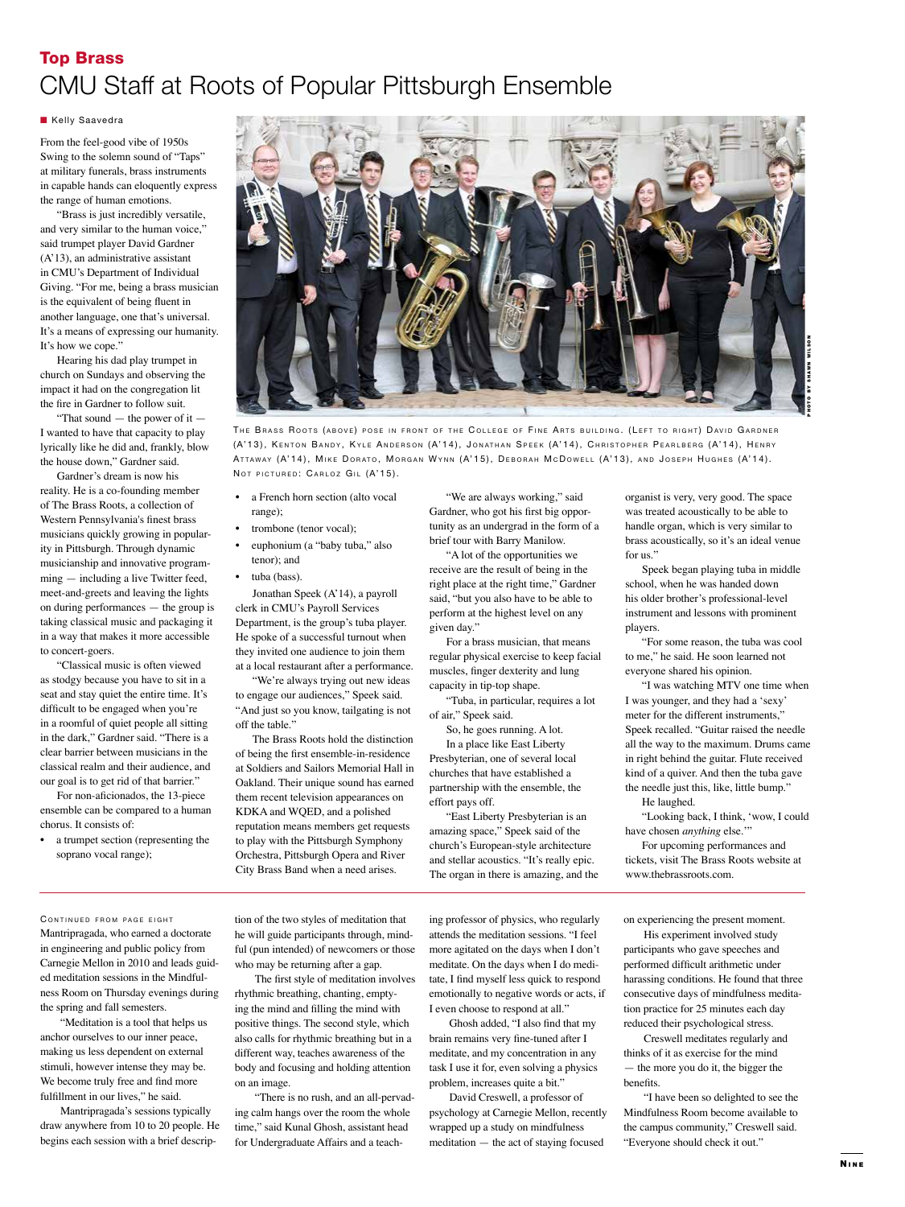## Top Brass

# CMU Staff at Roots of Popular Pittsburgh Ensemble

Kelly Saavedra

From the feel-good vibe of 1950s Swing to the solemn sound of "Taps" at military funerals, brass instruments in capable hands can eloquently express the range of human emotions.

"Brass is just incredibly versatile, and very similar to the human voice," said trumpet player David Gardner (A'13), an administrative assistant in CMU's Department of Individual Giving. "For me, being a brass musician is the equivalent of being fluent in another language, one that's universal. It's a means of expressing our humanity. It's how we cope."

Hearing his dad play trumpet in church on Sundays and observing the impact it had on the congregation lit the fire in Gardner to follow suit.

"That sound — the power of it — I wanted to have that capacity to play lyrically like he did and, frankly, blow the house down," Gardner said.

Gardner's dream is now his reality. He is a co-founding member of The Brass Roots, a collection of Western Pennsylvania's finest brass musicians quickly growing in popularity in Pittsburgh. Through dynamic musicianship and innovative programming — including a live Twitter feed, meet-and-greets and leaving the lights on during performances — the group is taking classical music and packaging it in a way that makes it more accessible to concert-goers.

"Classical music is often viewed as stodgy because you have to sit in a seat and stay quiet the entire time. It's difficult to be engaged when you're in a roomful of quiet people all sitting in the dark," Gardner said. "There is a clear barrier between musicians in the classical realm and their audience, and our goal is to get rid of that barrier."

For non-aficionados, the 13-piece ensemble can be compared to a human chorus. It consists of:

- a trumpet section (representing the soprano vocal range);
- a French horn section (alto vocal range);
- trombone (tenor vocal);
- euphonium (a "baby tuba," also tenor); and
- tuba (bass).

THE BRASS ROOTS (ABOVE) POSE IN FRONT OF THE COLLEGE OF FINE ARTS BUILDING. (LEFT TO RIGHT) DAVID GARDNER (A'13), KENTON BANDY, KYLE ANDERSON (A'14), JONATHAN SPEEK (A'14), CHRISTOPHER PEARLBERG (A'14), HENRY ATTAWAY (A'14), MIKE DORATO, MORGAN WYNN (A'15), DEBORAH MCDOWELL (A'13), AND JOSEPH HUGHES (A'14). NOT PICTURED: CARLOZ GIL (A'15).

PHOTO BY SHAWN WILSON

Jonathan Speek (A'14), a payroll clerk in CMU's Payroll Services Department, is the group's tuba player. He spoke of a successful turnout when they invited one audience to join them at a local restaurant after a performance.

"We're always trying out new ideas to engage our audiences," Speek said. "And just so you know, tailgating is not off the table."

The Brass Roots hold the distinction of being the first ensemble-in-residence at Soldiers and Sailors Memorial Hall in Oakland. Their unique sound has earned them recent television appearances on KDKA and WQED, and a polished reputation means members get requests to play with the Pittsburgh Symphony Orchestra, Pittsburgh Opera and River City Brass Band when a need arises.

"We are always working," said Gardner, who got his first big opportunity as an undergrad in the form of a brief tour with Barry Manilow.

"A lot of the opportunities we receive are the result of being in the right place at the right time," Gardner said, "but you also have to be able to perform at the highest level on any given day."

For a brass musician, that means regular physical exercise to keep facial muscles, finger dexterity and lung capacity in tip-top shape.

"Tuba, in particular, requires a lot of air," Speek said.

So, he goes running. A lot.

In a place like East Liberty Presbyterian, one of several local churches that have established a partnership with the ensemble, the effort pays off.

"East Liberty Presbyterian is an amazing space," Speek said of the church's European-style architecture and stellar acoustics. "It's really epic. The organ in there is amazing, and the organist is very, very good. The space was treated acoustically to be able to handle organ, which is very similar to brass acoustically, so it's an ideal venue for us."

Speek began playing tuba in middle school, when he was handed down his older brother's professional-level instrument and lessons with prominent players.

"For some reason, the tuba was cool to me," he said. He soon learned not everyone shared his opinion.

"I was watching MTV one time when I was younger, and they had a 'sexy' meter for the different instruments," Speek recalled. "Guitar raised the needle all the way to the maximum. Drums came in right behind the guitar. Flute received kind of a quiver. And then the tuba gave the needle just this, like, little bump."

He laughed.

"Looking back, I think, 'wow, I could have chosen *anything* else.'"

For upcoming performances and tickets, visit The Brass Roots website at www.thebrassroots.com.

---

CONTINUED FROM PAGE EIGHT

Mantripragada, who earned a doctorate in engineering and public policy from Carnegie Mellon in 2010 and leads guided meditation sessions in the Mindfulness Room on Thursday evenings during the spring and fall semesters.

"Meditation is a tool that helps us anchor ourselves to our inner peace, making us less dependent on external stimuli, however intense they may be. We become truly free and find more fulfillment in our lives," he said.

Mantripragada's sessions typically draw anywhere from 10 to 20 people. He begins each session with a brief description of the two styles of meditation that he will guide participants through, mindful (pun intended) of newcomers or those who may be returning after a gap.

The first style of meditation involves rhythmic breathing, chanting, emptying the mind and filling the mind with positive things. The second style, which also calls for rhythmic breathing but in a different way, teaches awareness of the body and focusing and holding attention on an image.

"There is no rush, and an all-pervading calm hangs over the room the whole time," said Kunal Ghosh, assistant head for Undergraduate Affairs and a teaching professor of physics, who regularly attends the meditation sessions. "I feel more agitated on the days when I don't meditate. On the days when I do meditate, I find myself less quick to respond emotionally to negative words or acts, if I even choose to respond at all."

Ghosh added, "I also find that my brain remains very fine-tuned after I meditate, and my concentration in any task I use it for, even solving a physics problem, increases quite a bit."

David Creswell, a professor of psychology at Carnegie Mellon, recently wrapped up a study on mindfulness meditation — the act of staying focused on experiencing the present moment.

His experiment involved study participants who gave speeches and performed difficult arithmetic under harassing conditions. He found that three consecutive days of mindfulness meditation practice for 25 minutes each day reduced their psychological stress.

Creswell meditates regularly and thinks of it as exercise for the mind — the more you do it, the bigger the benefits.

"I have been so delighted to see the Mindfulness Room become available to the campus community," Creswell said. "Everyone should check it out."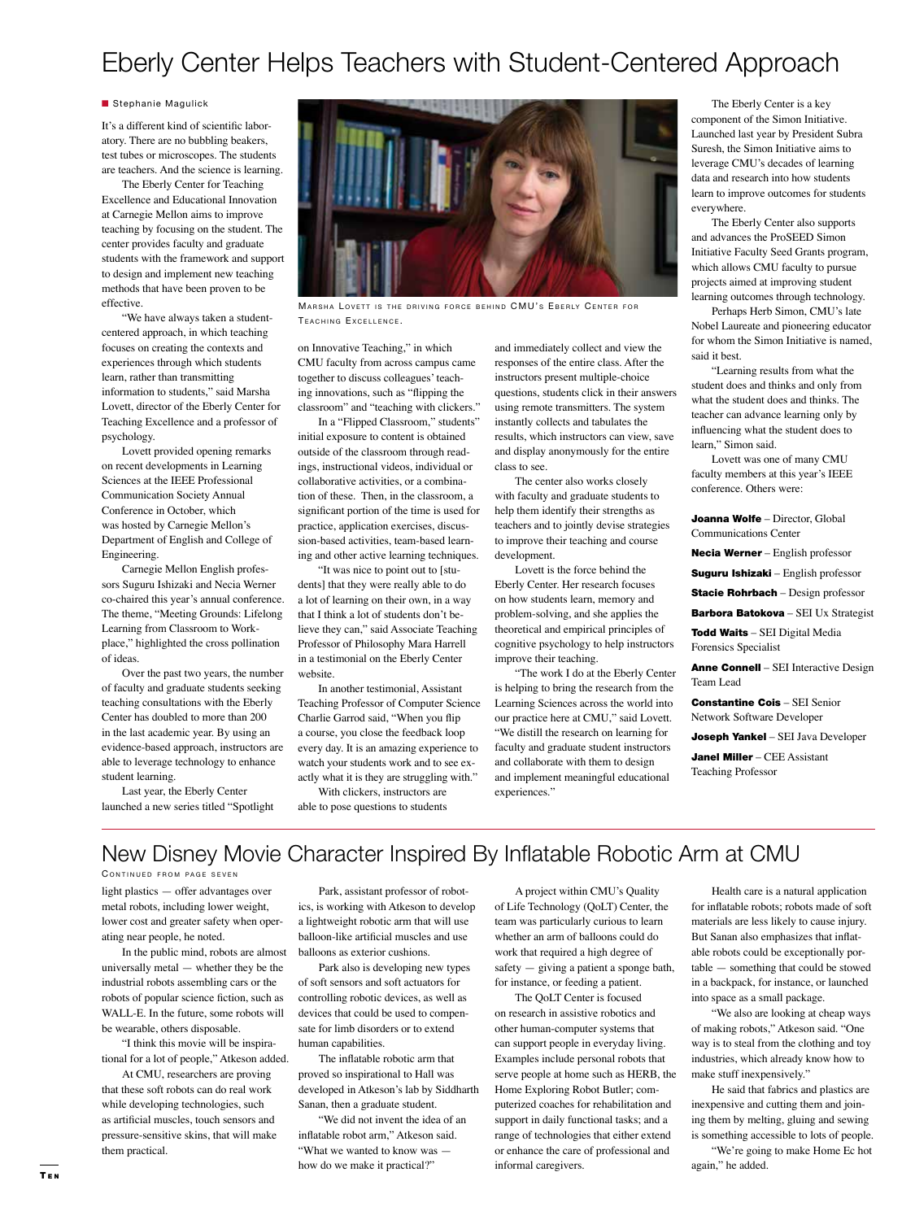# Eberly Center Helps Teachers with Student-Centered Approach

Stephanie Magulick

It's a different kind of scientific laboratory. There are no bubbling beakers, test tubes or microscopes. The students are teachers. And the science is learning.

The Eberly Center for Teaching Excellence and Educational Innovation at Carnegie Mellon aims to improve teaching by focusing on the student. The center provides faculty and graduate students with the framework and support to design and implement new teaching methods that have been proven to be effective.

"We have always taken a student-centered approach, in which teaching focuses on creating the contexts and experiences through which students learn, rather than transmitting information to students," said Marsha Lovett, director of the Eberly Center for Teaching Excellence and a professor of psychology.

Lovett provided opening remarks on recent developments in Learning Sciences at the IEEE Professional Communication Society Annual Conference in October, which was hosted by Carnegie Mellon's Department of English and College of Engineering.

Carnegie Mellon English professors Suguru Ishizaki and Necia Werner co-chaired this year's annual conference. The theme, "Meeting Grounds: Lifelong Learning from Classroom to Workplace," highlighted the cross pollination of ideas.

Over the past two years, the number of faculty and graduate students seeking teaching consultations with the Eberly Center has doubled to more than 200 in the last academic year. By using an evidence-based approach, instructors are able to leverage technology to enhance student learning.

Last year, the Eberly Center launched a new series titled "Spotlight on Innovative Teaching," in which CMU faculty from across campus came together to discuss colleagues' teaching innovations, such as "flipping the classroom" and "teaching with clickers."

MARSHA LOVETT IS THE DRIVING FORCE BEHIND CMU'S EBERLY CENTER FOR TEACHING EXCELLENCE.

In a "Flipped Classroom," students' initial exposure to content is obtained outside of the classroom through readings, instructional videos, individual or collaborative activities, or a combination of these. Then, in the classroom, a significant portion of the time is used for practice, application exercises, discussion-based activities, team-based learning and other active learning techniques.

"It was nice to point out to [students] that they were really able to do a lot of learning on their own, in a way that I think a lot of students don't believe they can," said Associate Teaching Professor of Philosophy Mara Harrell in a testimonial on the Eberly Center website.

In another testimonial, Assistant Teaching Professor of Computer Science Charlie Garrod said, "When you flip a course, you close the feedback loop every day. It is an amazing experience to watch your students work and to see exactly what it is they are struggling with."

With clickers, instructors are able to pose questions to students and immediately collect and view the responses of the entire class. After the instructors present multiple-choice questions, students click in their answers using remote transmitters. The system instantly collects and tabulates the results, which instructors can view, save and display anonymously for the entire class to see.

The center also works closely with faculty and graduate students to help them identify their strengths as teachers and to jointly devise strategies to improve their teaching and course development.

Lovett is the force behind the Eberly Center. Her research focuses on how students learn, memory and problem-solving, and she applies the theoretical and empirical principles of cognitive psychology to help instructors improve their teaching.

"The work I do at the Eberly Center is helping to bring the research from the Learning Sciences across the world into our practice here at CMU," said Lovett. "We distill the research on learning for faculty and graduate student instructors and collaborate with them to design and implement meaningful educational experiences."

The Eberly Center is a key component of the Simon Initiative. Launched last year by President Subra Suresh, the Simon Initiative aims to leverage CMU's decades of learning data and research into how students learn to improve outcomes for students everywhere.

The Eberly Center also supports and advances the ProSEED Simon Initiative Faculty Seed Grants program, which allows CMU faculty to pursue projects aimed at improving student learning outcomes through technology.

Perhaps Herb Simon, CMU's late Nobel Laureate and pioneering educator for whom the Simon Initiative is named, said it best.

"Learning results from what the student does and thinks and only from what the student does and thinks. The teacher can advance learning only by influencing what the student does to learn," Simon said.

Lovett was one of many CMU faculty members at this year's IEEE conference. Others were:

**Joanna Wolfe** – Director, Global Communications Center

**Necia Werner** – English professor

**Suguru Ishizaki** – English professor

**Stacie Rohrbach** – Design professor

**Barbora Batokova** – SEI Ux Strategist

**Todd Waits** – SEI Digital Media Forensics Specialist

**Anne Connell** – SEI Interactive Design Team Lead

**Constantine Cois** – SEI Senior Network Software Developer

**Joseph Yankel** – SEI Java Developer

**Janel Miller** – CEE Assistant Teaching Professor

# New Disney Movie Character Inspired By Inflatable Robotic Arm at CMU

CONTINUED FROM PAGE SEVEN

light plastics — offer advantages over metal robots, including lower weight, lower cost and greater safety when operating near people, he noted.

In the public mind, robots are almost universally metal — whether they be the industrial robots assembling cars or the robots of popular science fiction, such as WALL-E. In the future, some robots will be wearable, others disposable.

"I think this movie will be inspirational for a lot of people," Atkeson added.

At CMU, researchers are proving that these soft robots can do real work while developing technologies, such as artificial muscles, touch sensors and pressure-sensitive skins, that will make them practical.

Park, assistant professor of robotics, is working with Atkeson to develop a lightweight robotic arm that will use balloon-like artificial muscles and use balloons as exterior cushions.

Park also is developing new types of soft sensors and soft actuators for controlling robotic devices, as well as devices that could be used to compensate for limb disorders or to extend human capabilities.

The inflatable robotic arm that proved so inspirational to Hall was developed in Atkeson's lab by Siddharth Sanan, then a graduate student.

"We did not invent the idea of an inflatable robot arm," Atkeson said. "What we wanted to know was — how do we make it practical?"

A project within CMU's Quality of Life Technology (QoLT) Center, the team was particularly curious to learn whether an arm of balloons could do work that required a high degree of safety — giving a patient a sponge bath, for instance, or feeding a patient.

The QoLT Center is focused on research in assistive robotics and other human-computer systems that can support people in everyday living. Examples include personal robots that serve people at home such as HERB, the Home Exploring Robot Butler; computerized coaches for rehabilitation and support in daily functional tasks; and a range of technologies that either extend or enhance the care of professional and informal caregivers.

Health care is a natural application for inflatable robots; robots made of soft materials are less likely to cause injury. But Sanan also emphasizes that inflatable robots could be exceptionally portable — something that could be stowed in a backpack, for instance, or launched into space as a small package.

"We also are looking at cheap ways of making robots," Atkeson said. "One way is to steal from the clothing and toy industries, which already know how to make stuff inexpensively."

He said that fabrics and plastics are inexpensive and cutting them and joining them by melting, gluing and sewing is something accessible to lots of people.

"We're going to make Home Ec hot again," he added.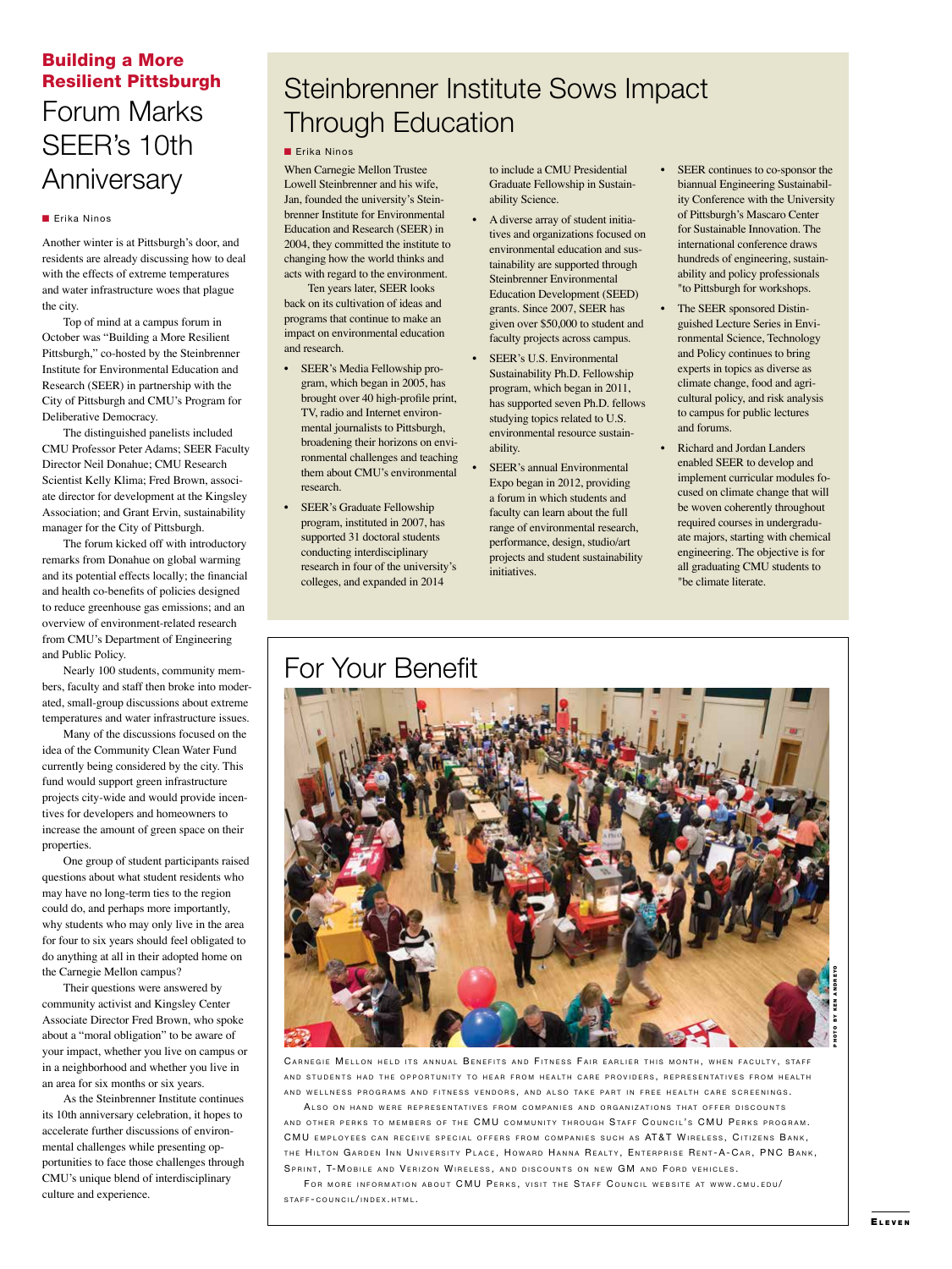## Building a More Resilient Pittsburgh

# Forum Marks SEER's 10th Anniversary

Erika Ninos

Another winter is at Pittsburgh's door, and residents are already discussing how to deal with the effects of extreme temperatures and water infrastructure woes that plague the city.

Top of mind at a campus forum in October was "Building a More Resilient Pittsburgh," co-hosted by the Steinbrenner Institute for Environmental Education and Research (SEER) in partnership with the City of Pittsburgh and CMU's Program for Deliberative Democracy.

The distinguished panelists included CMU Professor Peter Adams; SEER Faculty Director Neil Donahue; CMU Research Scientist Kelly Klima; Fred Brown, associate director for development at the Kingsley Association; and Grant Ervin, sustainability manager for the City of Pittsburgh.

The forum kicked off with introductory remarks from Donahue on global warming and its potential effects locally; the financial and health co-benefits of policies designed to reduce greenhouse gas emissions; and an overview of environment-related research from CMU's Department of Engineering and Public Policy.

Nearly 100 students, community members, faculty and staff then broke into moderated, small-group discussions about extreme temperatures and water infrastructure issues.

Many of the discussions focused on the idea of the Community Clean Water Fund currently being considered by the city. This fund would support green infrastructure projects city-wide and would provide incentives for developers and homeowners to increase the amount of green space on their properties.

One group of student participants raised questions about what student residents who may have no long-term ties to the region could do, and perhaps more importantly, why students who may only live in the area for four to six years should feel obligated to do anything at all in their adopted home on the Carnegie Mellon campus?

Their questions were answered by community activist and Kingsley Center Associate Director Fred Brown, who spoke about a "moral obligation" to be aware of your impact, whether you live on campus or in a neighborhood and whether you live in an area for six months or six years.

As the Steinbrenner Institute continues its 10th anniversary celebration, it hopes to accelerate further discussions of environmental challenges while presenting opportunities to face those challenges through CMU's unique blend of interdisciplinary culture and experience.

# Steinbrenner Institute Sows Impact Through Education

Erika Ninos

When Carnegie Mellon Trustee Lowell Steinbrenner and his wife, Jan, founded the university's Steinbrenner Institute for Environmental Education and Research (SEER) in 2004, they committed the institute to changing how the world thinks and acts with regard to the environment.

Ten years later, SEER looks back on its cultivation of ideas and programs that continue to make an impact on environmental education and research.

- SEER's Media Fellowship program, which began in 2005, has brought over 40 high-profile print, TV, radio and Internet environmental journalists to Pittsburgh, broadening their horizons on environmental challenges and teaching them about CMU's environmental research.
- SEER's Graduate Fellowship program, instituted in 2007, has supported 31 doctoral students conducting interdisciplinary research in four of the university's colleges, and expanded in 2014 to include a CMU Presidential Graduate Fellowship in Sustainability Science.
- A diverse array of student initiatives and organizations focused on environmental education and sustainability are supported through Steinbrenner Environmental Education Development (SEED) grants. Since 2007, SEER has given over $50,000 to student and faculty projects across campus.
- SEER's U.S. Environmental Sustainability Ph.D. Fellowship program, which began in 2011, has supported seven Ph.D. fellows studying topics related to U.S. environmental resource sustainability.
- SEER's annual Environmental Expo began in 2012, providing a forum in which students and faculty can learn about the full range of environmental research, performance, design, studio/art projects and student sustainability initiatives.
- SEER continues to co-sponsor the biannual Engineering Sustainability Conference with the University of Pittsburgh's Mascaro Center for Sustainable Innovation. The international conference draws hundreds of engineering, sustainability and policy professionals "to Pittsburgh for workshops.
- The SEER sponsored Distinguished Lecture Series in Environmental Science, Technology and Policy continues to bring experts in topics as diverse as climate change, food and agricultural policy, and risk analysis to campus for public lectures and forums.
- Richard and Jordan Landers enabled SEER to develop and implement curricular modules focused on climate change that will be woven coherently throughout required courses in undergraduate majors, starting with chemical engineering. The objective is for all graduating CMU students to "be climate literate.

# For Your Benefit

Photo by Ken Andreyo

Carnegie Mellon held its annual Benefits and Fitness Fair earlier this month, when faculty, staff and students had the opportunity to hear from health care providers, representatives from health and wellness programs and fitness vendors, and also take part in free health care screenings.

Also on hand were representatives from companies and organizations that offer discounts and other perks to members of the CMU community through Staff Council's CMU Perks program. CMU employees can receive special offers from companies such as AT&T Wireless, Citizens Bank, the Hilton Garden Inn University Place, Howard Hanna Realty, Enterprise Rent-A-Car, PNC Bank, Sprint, T-Mobile and Verizon Wireless, and discounts on new GM and Ford vehicles.

For more information about CMU Perks, visit the Staff Council website at www.cmu.edu/staff-council/index.html.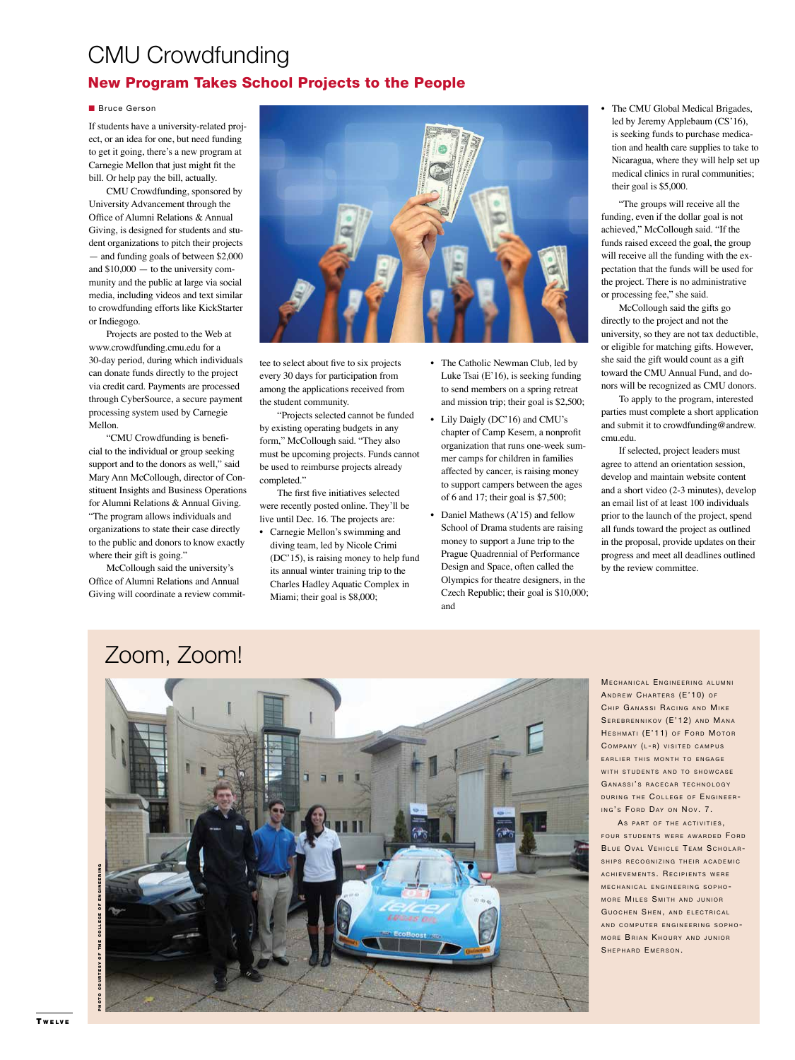# CMU Crowdfunding

## New Program Takes School Projects to the People

■ Bruce Gerson

If students have a university-related project, or an idea for one, but need funding to get it going, there's a new program at Carnegie Mellon that just might fit the bill. Or help pay the bill, actually.

CMU Crowdfunding, sponsored by University Advancement through the Office of Alumni Relations & Annual Giving, is designed for students and student organizations to pitch their projects — and funding goals of between $2,000 and $10,000 — to the university community and the public at large via social media, including videos and text similar to crowdfunding efforts like KickStarter or Indiegogo.

Projects are posted to the Web at www.crowdfunding.cmu.edu for a 30-day period, during which individuals can donate funds directly to the project via credit card. Payments are processed through CyberSource, a secure payment processing system used by Carnegie Mellon.

"CMU Crowdfunding is beneficial to the individual or group seeking support and to the donors as well," said Mary Ann McCollough, director of Constituent Insights and Business Operations for Alumni Relations & Annual Giving. "The program allows individuals and organizations to state their case directly to the public and donors to know exactly where their gift is going."

McCollough said the university's Office of Alumni Relations and Annual Giving will coordinate a review committee to select about five to six projects every 30 days for participation from among the applications received from the student community.

"Projects selected cannot be funded by existing operating budgets in any form," McCollough said. "They also must be upcoming projects. Funds cannot be used to reimburse projects already completed."

The first five initiatives selected were recently posted online. They'll be live until Dec. 16. The projects are:

- Carnegie Mellon's swimming and diving team, led by Nicole Crimi (DC'15), is raising money to help fund its annual winter training trip to the Charles Hadley Aquatic Complex in Miami; their goal is $8,000;
- The Catholic Newman Club, led by Luke Tsai (E'16), is seeking funding to send members on a spring retreat and mission trip; their goal is $2,500;
- Lily Daigly (DC'16) and CMU's chapter of Camp Kesem, a nonprofit organization that runs one-week summer camps for children in families affected by cancer, is raising money to support campers between the ages of 6 and 17; their goal is $7,500;
- Daniel Mathews (A'15) and fellow School of Drama students are raising money to support a June trip to the Prague Quadrennial of Performance Design and Space, often called the Olympics for theatre designers, in the Czech Republic; their goal is $10,000; and
- The CMU Global Medical Brigades, led by Jeremy Applebaum (CS'16), is seeking funds to purchase medication and health care supplies to take to Nicaragua, where they will help set up medical clinics in rural communities; their goal is $5,000.

"The groups will receive all the funding, even if the dollar goal is not achieved," McCollough said. "If the funds raised exceed the goal, the group will receive all the funding with the expectation that the funds will be used for the project. There is no administrative or processing fee," she said.

McCollough said the gifts go directly to the project and not the university, so they are not tax deductible, or eligible for matching gifts. However, she said the gift would count as a gift toward the CMU Annual Fund, and donors will be recognized as CMU donors.

To apply to the program, interested parties must complete a short application and submit it to crowdfunding@andrew.cmu.edu.

If selected, project leaders must agree to attend an orientation session, develop and maintain website content and a short video (2-3 minutes), develop an email list of at least 100 individuals prior to the launch of the project, spend all funds toward the project as outlined in the proposal, provide updates on their progress and meet all deadlines outlined by the review committee.

# Zoom, Zoom!

Photo courtesy of the College of Engineering

Mechanical Engineering alumni Andrew Charters (E'10) of Chip Ganassi Racing and Mike Serebrennikov (E'12) and Mana Heshmati (E'11) of Ford Motor Company (L-R) visited campus earlier this month to engage with students and to showcase Ganassi's racecar technology during the College of Engineering's Ford Day on Nov. 7.

As part of the activities, four students were awarded Ford Blue Oval Vehicle Team Scholarships recognizing their academic achievements. Recipients were mechanical engineering sophomore Miles Smith and junior Guochen Shen, and electrical and computer engineering sophomore Brian Khoury and junior Shephard Emerson.